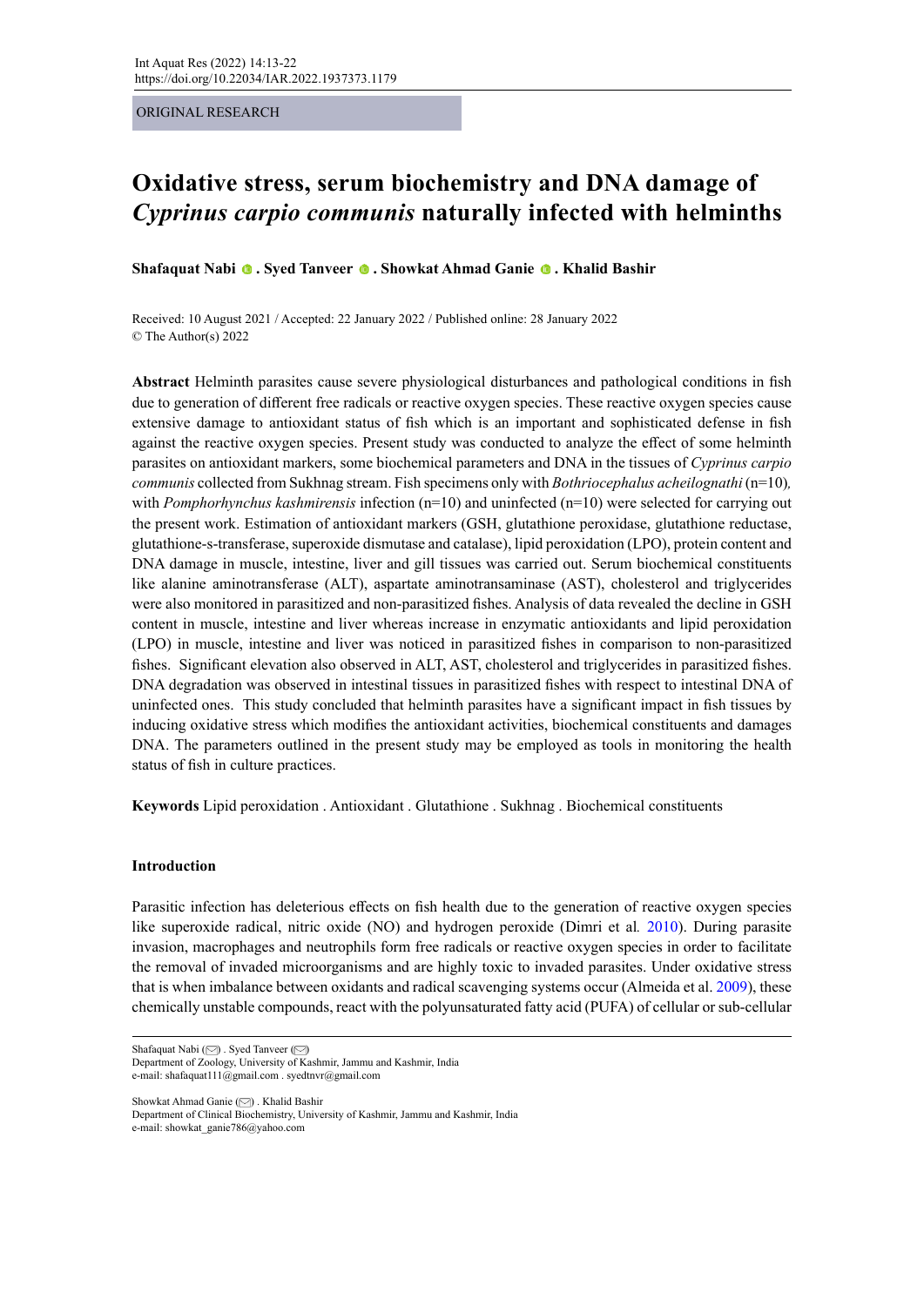ORIGINAL RESEARCH

# Oxidative stress, serum biochemistry and DNA damage of *Cyprinus carpio communis* naturally infected with helminths

**Shafaquat Nabi . Syed Tanveer . Showkat Ahmad Ganie . Khalid Bashir**

Received: 10 August 2021 / Accepted: 22 January 2022 / Published online: 28 January 2022
© The Author(s) 2022

**Abstract** Helminth parasites cause severe physiological disturbances and pathological conditions in fish due to generation of different free radicals or reactive oxygen species. These reactive oxygen species cause extensive damage to antioxidant status of fish which is an important and sophisticated defense in fish against the reactive oxygen species. Present study was conducted to analyze the effect of some helminth parasites on antioxidant markers, some biochemical parameters and DNA in the tissues of *Cyprinus carpio communis* collected from Sukhnag stream. Fish specimens only with *Bothriocephalus acheilognathi* (n=10), with *Pomphorhynchus kashmirensis* infection (n=10) and uninfected (n=10) were selected for carrying out the present work. Estimation of antioxidant markers (GSH, glutathione peroxidase, glutathione reductase, glutathione-s-transferase, superoxide dismutase and catalase), lipid peroxidation (LPO), protein content and DNA damage in muscle, intestine, liver and gill tissues was carried out. Serum biochemical constituents like alanine aminotransferase (ALT), aspartate aminotransaminase (AST), cholesterol and triglycerides were also monitored in parasitized and non-parasitized fishes. Analysis of data revealed the decline in GSH content in muscle, intestine and liver whereas increase in enzymatic antioxidants and lipid peroxidation (LPO) in muscle, intestine and liver was noticed in parasitized fishes in comparison to non-parasitized fishes. Significant elevation also observed in ALT, AST, cholesterol and triglycerides in parasitized fishes. DNA degradation was observed in intestinal tissues in parasitized fishes with respect to intestinal DNA of uninfected ones. This study concluded that helminth parasites have a significant impact in fish tissues by inducing oxidative stress which modifies the antioxidant activities, biochemical constituents and damages DNA. The parameters outlined in the present study may be employed as tools in monitoring the health status of fish in culture practices.

**Keywords** Lipid peroxidation . Antioxidant . Glutathione . Sukhnag . Biochemical constituents

## Introduction

Parasitic infection has deleterious effects on fish health due to the generation of reactive oxygen species like superoxide radical, nitric oxide (NO) and hydrogen peroxide (Dimri et al. 2010). During parasite invasion, macrophages and neutrophils form free radicals or reactive oxygen species in order to facilitate the removal of invaded microorganisms and are highly toxic to invaded parasites. Under oxidative stress that is when imbalance between oxidants and radical scavenging systems occur (Almeida et al. 2009), these chemically unstable compounds, react with the polyunsaturated fatty acid (PUFA) of cellular or sub-cellular

---

Shafaquat Nabi (✉) . Syed Tanveer (✉)
Department of Zoology, University of Kashmir, Jammu and Kashmir, India
e-mail: shafaquat111@gmail.com . syedtnvr@gmail.com

Showkat Ahmad Ganie (✉) . Khalid Bashir
Department of Clinical Biochemistry, University of Kashmir, Jammu and Kashmir, India
e-mail: showkat_ganie786@yahoo.com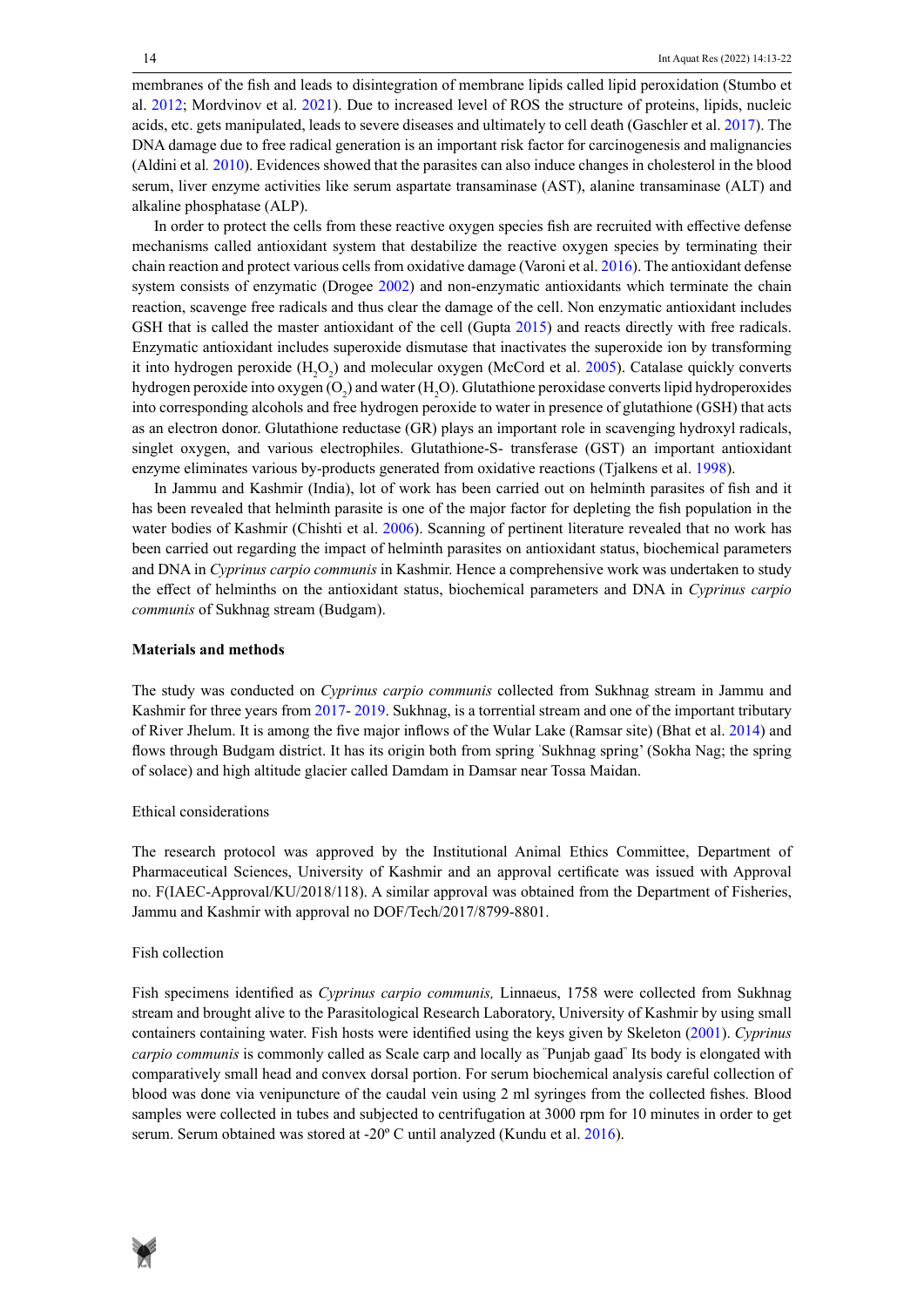membranes of the fish and leads to disintegration of membrane lipids called lipid peroxidation (Stumbo et al. 2012; Mordvinov et al. 2021). Due to increased level of ROS the structure of proteins, lipids, nucleic acids, etc. gets manipulated, leads to severe diseases and ultimately to cell death (Gaschler et al. 2017). The DNA damage due to free radical generation is an important risk factor for carcinogenesis and malignancies (Aldini et al. 2010). Evidences showed that the parasites can also induce changes in cholesterol in the blood serum, liver enzyme activities like serum aspartate transaminase (AST), alanine transaminase (ALT) and alkaline phosphatase (ALP).

In order to protect the cells from these reactive oxygen species fish are recruited with effective defense mechanisms called antioxidant system that destabilize the reactive oxygen species by terminating their chain reaction and protect various cells from oxidative damage (Varoni et al. 2016). The antioxidant defense system consists of enzymatic (Drogee 2002) and non-enzymatic antioxidants which terminate the chain reaction, scavenge free radicals and thus clear the damage of the cell. Non enzymatic antioxidant includes GSH that is called the master antioxidant of the cell (Gupta 2015) and reacts directly with free radicals. Enzymatic antioxidant includes superoxide dismutase that inactivates the superoxide ion by transforming it into hydrogen peroxide ($H_2O_2$) and molecular oxygen (McCord et al. 2005). Catalase quickly converts hydrogen peroxide into oxygen ($O_2$) and water ($H_2O$). Glutathione peroxidase converts lipid hydroperoxides into corresponding alcohols and free hydrogen peroxide to water in presence of glutathione (GSH) that acts as an electron donor. Glutathione reductase (GR) plays an important role in scavenging hydroxyl radicals, singlet oxygen, and various electrophiles. Glutathione-S- transferase (GST) an important antioxidant enzyme eliminates various by-products generated from oxidative reactions (Tjalkens et al. 1998).

In Jammu and Kashmir (India), lot of work has been carried out on helminth parasites of fish and it has been revealed that helminth parasite is one of the major factor for depleting the fish population in the water bodies of Kashmir (Chishti et al. 2006). Scanning of pertinent literature revealed that no work has been carried out regarding the impact of helminth parasites on antioxidant status, biochemical parameters and DNA in *Cyprinus carpio communis* in Kashmir. Hence a comprehensive work was undertaken to study the effect of helminths on the antioxidant status, biochemical parameters and DNA in *Cyprinus carpio communis* of Sukhnag stream (Budgam).

## Materials and methods

The study was conducted on *Cyprinus carpio communis* collected from Sukhnag stream in Jammu and Kashmir for three years from 2017- 2019. Sukhnag, is a torrential stream and one of the important tributary of River Jhelum. It is among the five major inflows of the Wular Lake (Ramsar site) (Bhat et al. 2014) and flows through Budgam district. It has its origin both from spring 'Sukhnag spring' (Sokha Nag; the spring of solace) and high altitude glacier called Damdam in Damsar near Tossa Maidan.

### Ethical considerations

The research protocol was approved by the Institutional Animal Ethics Committee, Department of Pharmaceutical Sciences, University of Kashmir and an approval certificate was issued with Approval no. F(IAEC-Approval/KU/2018/118). A similar approval was obtained from the Department of Fisheries, Jammu and Kashmir with approval no DOF/Tech/2017/8799-8801.

### Fish collection

Fish specimens identified as *Cyprinus carpio communis,* Linnaeus, 1758 were collected from Sukhnag stream and brought alive to the Parasitological Research Laboratory, University of Kashmir by using small containers containing water. Fish hosts were identified using the keys given by Skeleton (2001). *Cyprinus carpio communis* is commonly called as Scale carp and locally as "Punjab gaad" Its body is elongated with comparatively small head and convex dorsal portion. For serum biochemical analysis careful collection of blood was done via venipuncture of the caudal vein using 2 ml syringes from the collected fishes. Blood samples were collected in tubes and subjected to centrifugation at 3000 rpm for 10 minutes in order to get serum. Serum obtained was stored at -20º C until analyzed (Kundu et al. 2016).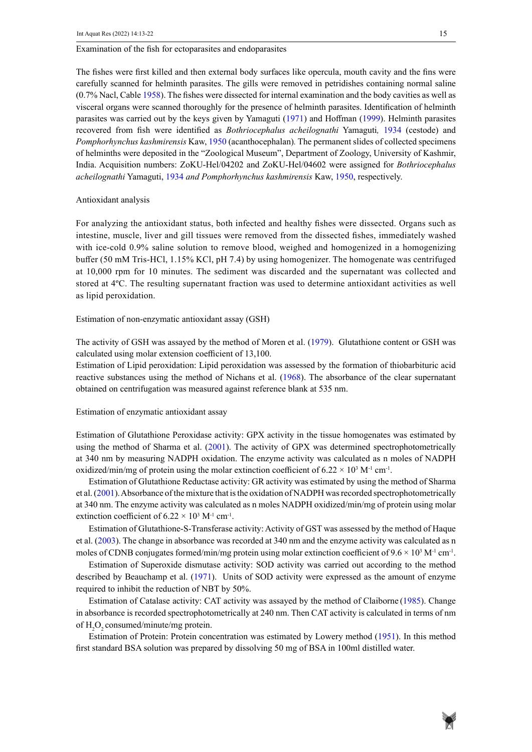### Examination of the fish for ectoparasites and endoparasites

The fishes were first killed and then external body surfaces like opercula, mouth cavity and the fins were carefully scanned for helminth parasites. The gills were removed in petridishes containing normal saline (0.7% Nacl, Cable 1958). The fishes were dissected for internal examination and the body cavities as well as visceral organs were scanned thoroughly for the presence of helminth parasites. Identification of helminth parasites was carried out by the keys given by Yamaguti (1971) and Hoffman (1999). Helminth parasites recovered from fish were identified as *Bothriocephalus acheilognathi* Yamaguti*,* 1934 (cestode) and *Pomphorhynchus kashmirensis* Kaw, 1950 (acanthocephalan)*.* The permanent slides of collected specimens of helminths were deposited in the "Zoological Museum", Department of Zoology, University of Kashmir, India. Acquisition numbers: ZoKU-Hel/04202 and ZoKU-Hel/04602 were assigned for *Bothriocephalus acheilognathi* Yamaguti, 1934 *and Pomphorhynchus kashmirensis* Kaw, 1950, respectively.

### Antioxidant analysis

For analyzing the antioxidant status, both infected and healthy fishes were dissected. Organs such as intestine, muscle, liver and gill tissues were removed from the dissected fishes, immediately washed with ice-cold 0.9% saline solution to remove blood, weighed and homogenized in a homogenizing buffer (50 mM Tris-HCl, 1.15% KCl, pH 7.4) by using homogenizer. The homogenate was centrifuged at 10,000 rpm for 10 minutes. The sediment was discarded and the supernatant was collected and stored at 4ºC. The resulting supernatant fraction was used to determine antioxidant activities as well as lipid peroxidation.

### Estimation of non-enzymatic antioxidant assay (GSH)

The activity of GSH was assayed by the method of Moren et al. (1979). Glutathione content or GSH was calculated using molar extension coefficient of 13,100.

Estimation of Lipid peroxidation: Lipid peroxidation was assessed by the formation of thiobarbituric acid reactive substances using the method of Nichans et al. (1968). The absorbance of the clear supernatant obtained on centrifugation was measured against reference blank at 535 nm.

### Estimation of enzymatic antioxidant assay

Estimation of Glutathione Peroxidase activity: GPX activity in the tissue homogenates was estimated by using the method of Sharma et al. (2001). The activity of GPX was determined spectrophotometrically at 340 nm by measuring NADPH oxidation. The enzyme activity was calculated as n moles of NADPH oxidized/min/mg of protein using the molar extinction coefficient of $6.22 \times 10^3$ $M^{-1}$ $cm^{-1}$.

Estimation of Glutathione Reductase activity: GR activity was estimated by using the method of Sharma et al. (2001). Absorbance of the mixture that is the oxidation of NADPH was recorded spectrophotometrically at 340 nm. The enzyme activity was calculated as n moles NADPH oxidized/min/mg of protein using molar extinction coefficient of $6.22 \times 10^3$ $M^{-1}$ $cm^{-1}$.

Estimation of Glutathione-S-Transferase activity: Activity of GST was assessed by the method of Haque et al. (2003). The change in absorbance was recorded at 340 nm and the enzyme activity was calculated as n moles of CDNB conjugates formed/min/mg protein using molar extinction coefficient of $9.6 \times 10^3$ $M^{-1}$ $cm^{-1}$.

Estimation of Superoxide dismutase activity: SOD activity was carried out according to the method described by Beauchamp et al. (1971). Units of SOD activity were expressed as the amount of enzyme required to inhibit the reduction of NBT by 50%.

Estimation of Catalase activity: CAT activity was assayed by the method of Claiborne (1985). Change in absorbance is recorded spectrophotometrically at 240 nm. Then CAT activity is calculated in terms of nm of $H_2O_2$ consumed/minute/mg protein.

Estimation of Protein: Protein concentration was estimated by Lowery method (1951). In this method first standard BSA solution was prepared by dissolving 50 mg of BSA in 100ml distilled water.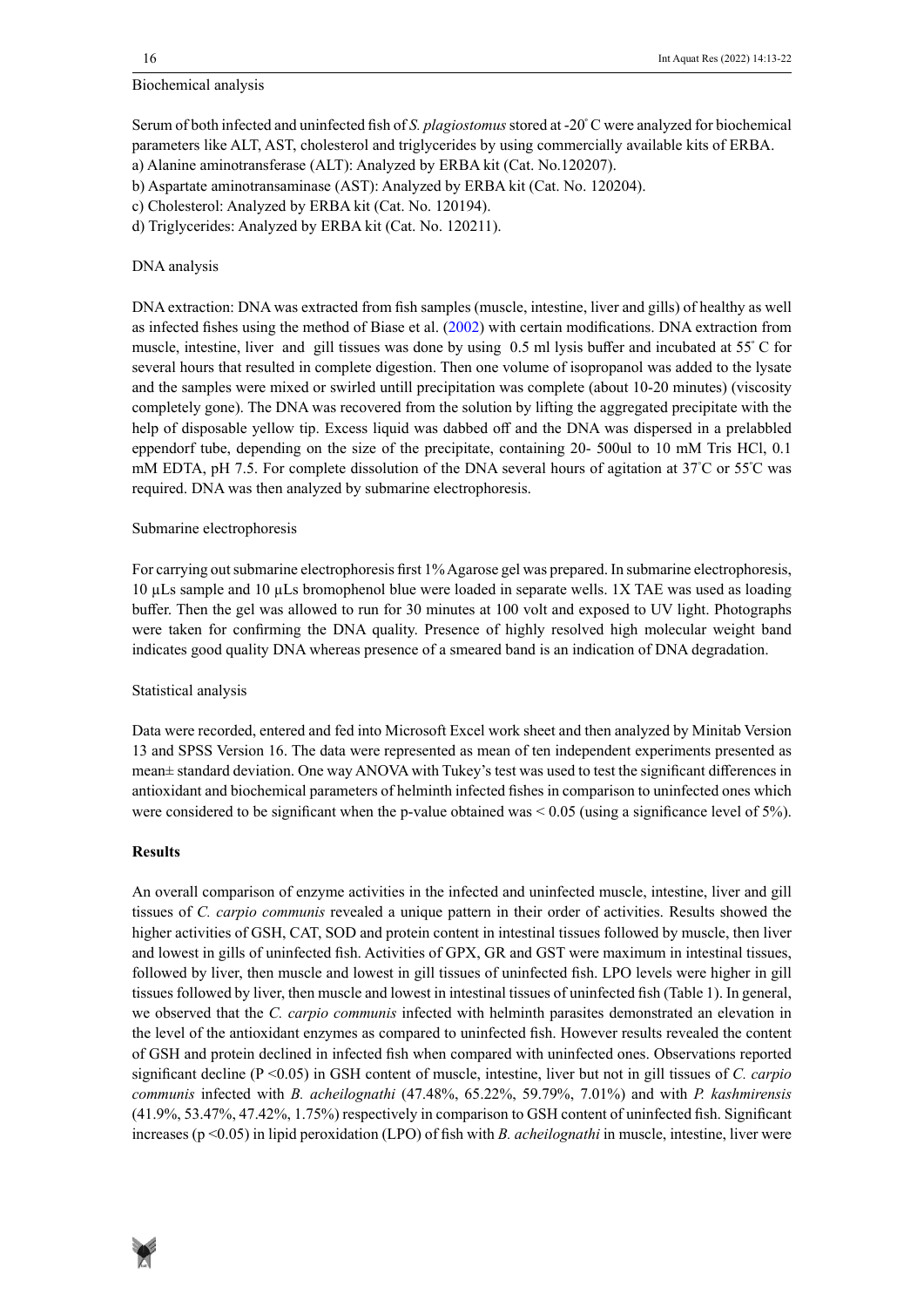Biochemical analysis

Serum of both infected and uninfected fish of *S. plagiostomus* stored at -20° C were analyzed for biochemical parameters like ALT, AST, cholesterol and triglycerides by using commercially available kits of ERBA.

a) Alanine aminotransferase (ALT): Analyzed by ERBA kit (Cat. No.120207).

b) Aspartate aminotransaminase (AST): Analyzed by ERBA kit (Cat. No. 120204).

c) Cholesterol: Analyzed by ERBA kit (Cat. No. 120194).

d) Triglycerides: Analyzed by ERBA kit (Cat. No. 120211).

DNA analysis

DNA extraction: DNA was extracted from fish samples (muscle, intestine, liver and gills) of healthy as well as infected fishes using the method of Biase et al. (2002) with certain modifications. DNA extraction from muscle, intestine, liver and gill tissues was done by using 0.5 ml lysis buffer and incubated at 55° C for several hours that resulted in complete digestion. Then one volume of isopropanol was added to the lysate and the samples were mixed or swirled untill precipitation was complete (about 10-20 minutes) (viscosity completely gone). The DNA was recovered from the solution by lifting the aggregated precipitate with the help of disposable yellow tip. Excess liquid was dabbed off and the DNA was dispersed in a prelabbled eppendorf tube, depending on the size of the precipitate, containing 20- 500ul to 10 mM Tris HCl, 0.1 mM EDTA, pH 7.5. For complete dissolution of the DNA several hours of agitation at 37°C or 55°C was required. DNA was then analyzed by submarine electrophoresis.

Submarine electrophoresis

For carrying out submarine electrophoresis first 1% Agarose gel was prepared. In submarine electrophoresis, 10 µLs sample and 10 µLs bromophenol blue were loaded in separate wells. 1X TAE was used as loading buffer. Then the gel was allowed to run for 30 minutes at 100 volt and exposed to UV light. Photographs were taken for confirming the DNA quality. Presence of highly resolved high molecular weight band indicates good quality DNA whereas presence of a smeared band is an indication of DNA degradation.

Statistical analysis

Data were recorded, entered and fed into Microsoft Excel work sheet and then analyzed by Minitab Version 13 and SPSS Version 16. The data were represented as mean of ten independent experiments presented as mean± standard deviation. One way ANOVA with Tukey's test was used to test the significant differences in antioxidant and biochemical parameters of helminth infected fishes in comparison to uninfected ones which were considered to be significant when the p-value obtained was < 0.05 (using a significance level of 5%).

**Results**

An overall comparison of enzyme activities in the infected and uninfected muscle, intestine, liver and gill tissues of *C. carpio communis* revealed a unique pattern in their order of activities. Results showed the higher activities of GSH, CAT, SOD and protein content in intestinal tissues followed by muscle, then liver and lowest in gills of uninfected fish. Activities of GPX, GR and GST were maximum in intestinal tissues, followed by liver, then muscle and lowest in gill tissues of uninfected fish. LPO levels were higher in gill tissues followed by liver, then muscle and lowest in intestinal tissues of uninfected fish (Table 1). In general, we observed that the *C. carpio communis* infected with helminth parasites demonstrated an elevation in the level of the antioxidant enzymes as compared to uninfected fish. However results revealed the content of GSH and protein declined in infected fish when compared with uninfected ones. Observations reported significant decline (P <0.05) in GSH content of muscle, intestine, liver but not in gill tissues of *C. carpio communis* infected with *B. acheilognathi* (47.48%, 65.22%, 59.79%, 7.01%) and with *P. kashmirensis* (41.9%, 53.47%, 47.42%, 1.75%) respectively in comparison to GSH content of uninfected fish. Significant increases (p <0.05) in lipid peroxidation (LPO) of fish with *B. acheilognathi* in muscle, intestine, liver were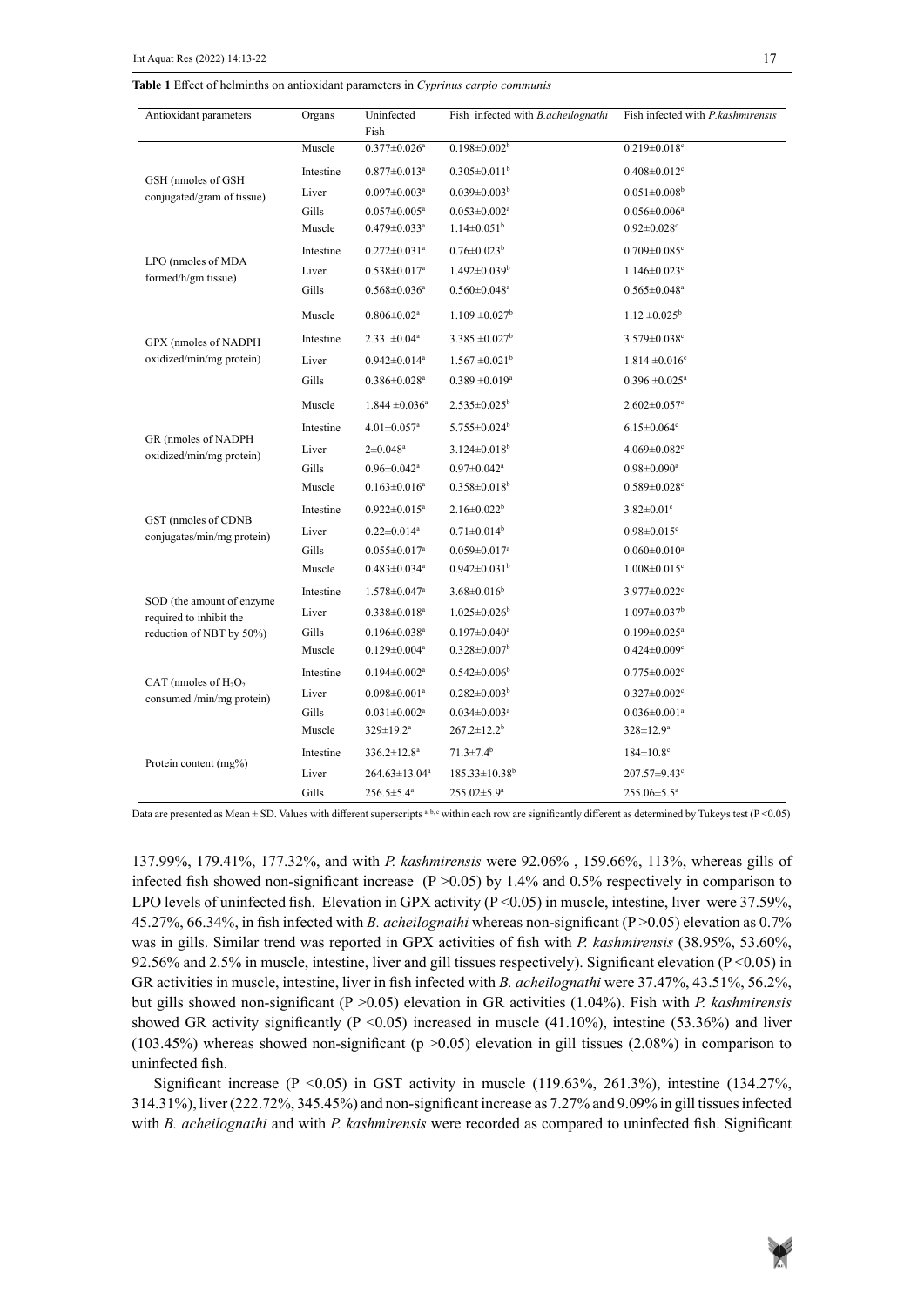**Table 1** Effect of helminths on antioxidant parameters in *Cyprinus carpio communis*

| Antioxidant parameters | Organs | Uninfected Fish | Fish infected with *B.acheilognathi* | Fish infected with *P.kashmirensis* |
|---|---|---|---|---|
| GSH (nmoles of GSH conjugated/gram of tissue) | Muscle | 0.377±0.026[a] | 0.198±0.002[b] | 0.219±0.018[c] |
| | Intestine | 0.877±0.013[a] | 0.305±0.011[b] | 0.408±0.012[c] |
| | Liver | 0.097±0.003[a] | 0.039±0.003[b] | 0.051±0.008[b] |
| | Gills | 0.057±0.005[a] | 0.053±0.002[a] | 0.056±0.006[a] |
| LPO (nmoles of MDA formed/h/gm tissue) | Muscle | 0.479±0.033[a] | 1.14±0.051[b] | 0.92±0.028[c] |
| | Intestine | 0.272±0.031[a] | 0.76±0.023[b] | 0.709±0.085[c] |
| | Liver | 0.538±0.017[a] | 1.492±0.039[b] | 1.146±0.023[c] |
| | Gills | 0.568±0.036[a] | 0.560±0.048[a] | 0.565±0.048[a] |
| GPX (nmoles of NADPH oxidized/min/mg protein) | Muscle | 0.806±0.02[a] | 1.109 ±0.027[b] | 1.12 ±0.025[b] |
| | Intestine | 2.33 ±0.04[a] | 3.385 ±0.027[b] | 3.579±0.038[c] |
| | Liver | 0.942±0.014[a] | 1.567 ±0.021[b] | 1.814 ±0.016[c] |
| | Gills | 0.386±0.028[a] | 0.389 ±0.019[a] | 0.396 ±0.025[a] |
| GR (nmoles of NADPH oxidized/min/mg protein) | Muscle | 1.844 ±0.036[a] | 2.535±0.025[b] | 2.602±0.057[c] |
| | Intestine | 4.01±0.057[a] | 5.755±0.024[b] | 6.15±0.064[c] |
| | Liver | 2±0.048[a] | 3.124±0.018[b] | 4.069±0.082[c] |
| | Gills | 0.96±0.042[a] | 0.97±0.042[a] | 0.98±0.090[a] |
| GST (nmoles of CDNB conjugates/min/mg protein) | Muscle | 0.163±0.016[a] | 0.358±0.018[b] | 0.589±0.028[c] |
| | Intestine | 0.922±0.015[a] | 2.16±0.022[b] | 3.82±0.01[c] |
| | Liver | 0.22±0.014[a] | 0.71±0.014[b] | 0.98±0.015[c] |
| | Gills | 0.055±0.017[a] | 0.059±0.017[a] | 0.060±0.010[a] |
| SOD (the amount of enzyme required to inhibit the reduction of NBT by 50%) | Muscle | 0.483±0.034[a] | 0.942±0.031[b] | 1.008±0.015[c] |
| | Intestine | 1.578±0.047[a] | 3.68±0.016[b] | 3.977±0.022[c] |
| | Liver | 0.338±0.018[a] | 1.025±0.026[b] | 1.097±0.037[b] |
| | Gills | 0.196±0.038[a] | 0.197±0.040[a] | 0.199±0.025[a] |
| CAT (nmoles of $H_2O_2$ consumed /min/mg protein) | Muscle | 0.129±0.004[a] | 0.328±0.007[b] | 0.424±0.009[c] |
| | Intestine | 0.194±0.002[a] | 0.542±0.006[b] | 0.775±0.002[c] |
| | Liver | 0.098±0.001[a] | 0.282±0.003[b] | 0.327±0.002[c] |
| | Gills | 0.031±0.002[a] | 0.034±0.003[a] | 0.036±0.001[a] |
| Protein content (mg%) | Muscle | 329±19.2[a] | 267.2±12.2[b] | 328±12.9[a] |
| | Intestine | 336.2±12.8[a] | 71.3±7.4[b] | 184±10.8[c] |
| | Liver | 264.63±13.04[a] | 185.33±10.38[b] | 207.57±9.43[c] |
| | Gills | 256.5±5.4[a] | 255.02±5.9[a] | 255.06±5.5[a] |

Data are presented as Mean ± SD. Values with different superscripts [a, b, c] within each row are significantly different as determined by Tukeys test ($P < 0.05$)

137.99%, 179.41%, 177.32%, and with *P. kashmirensis* were 92.06% , 159.66%, 113%, whereas gills of infected fish showed non-significant increase ($P > 0.05$) by 1.4% and 0.5% respectively in comparison to LPO levels of uninfected fish. Elevation in GPX activity ($P < 0.05$) in muscle, intestine, liver were 37.59%, 45.27%, 66.34%, in fish infected with *B. acheilognathi* whereas non-significant ($P > 0.05$) elevation as 0.7% was in gills. Similar trend was reported in GPX activities of fish with *P. kashmirensis* (38.95%, 53.60%, 92.56% and 2.5% in muscle, intestine, liver and gill tissues respectively). Significant elevation ($P < 0.05$) in GR activities in muscle, intestine, liver in fish infected with *B. acheilognathi* were 37.47%, 43.51%, 56.2%, but gills showed non-significant ($P > 0.05$) elevation in GR activities (1.04%). Fish with *P. kashmirensis* showed GR activity significantly ($P < 0.05$) increased in muscle (41.10%), intestine (53.36%) and liver (103.45%) whereas showed non-significant ($p > 0.05$) elevation in gill tissues (2.08%) in comparison to uninfected fish.

Significant increase ($P < 0.05$) in GST activity in muscle (119.63%, 261.3%), intestine (134.27%, 314.31%), liver (222.72%, 345.45%) and non-significant increase as 7.27% and 9.09% in gill tissues infected with *B. acheilognathi* and with *P. kashmirensis* were recorded as compared to uninfected fish. Significant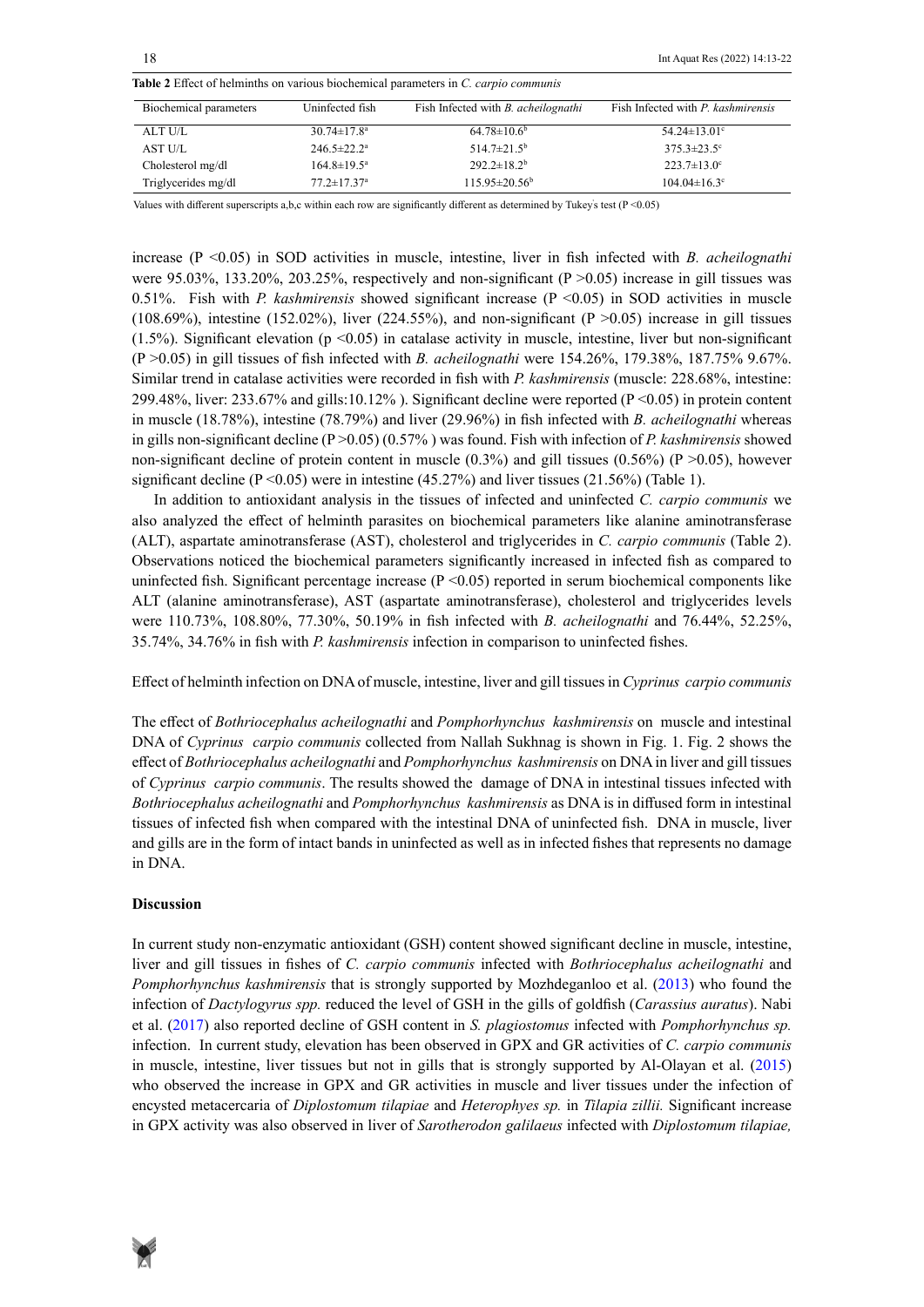**Table 2** Effect of helminths on various biochemical parameters in *C. carpio communis*

| Biochemical parameters | Uninfected fish | Fish Infected with *B. acheilognathi* | Fish Infected with *P. kashmirensis* |
|---|---|---|---|
| ALT U/L | $30.74{\pm}17.8^a$ | $64.78{\pm}10.6^b$ | $54.24{\pm}13.01^c$ |
| AST U/L | $246.5{\pm}22.2^a$ | $514.7{\pm}21.5^b$ | $375.3{\pm}23.5^c$ |
| Cholesterol mg/dl | $164.8{\pm}19.5^a$ | $292.2{\pm}18.2^b$ | $223.7{\pm}13.0^c$ |
| Triglycerides mg/dl | $77.2{\pm}17.37^a$ | $115.95{\pm}20.56^b$ | $104.04{\pm}16.3^c$ |

Values with different superscripts a,b,c within each row are significantly different as determined by Tukey's test ($P < 0.05$)

increase ($P < 0.05$) in SOD activities in muscle, intestine, liver in fish infected with *B. acheilognathi* were 95.03%, 133.20%, 203.25%, respectively and non-significant ($P > 0.05$) increase in gill tissues was 0.51%. Fish with *P. kashmirensis* showed significant increase ($P < 0.05$) in SOD activities in muscle (108.69%), intestine (152.02%), liver (224.55%), and non-significant ($P > 0.05$) increase in gill tissues (1.5%). Significant elevation ($p < 0.05$) in catalase activity in muscle, intestine, liver but non-significant ($P > 0.05$) in gill tissues of fish infected with *B. acheilognathi* were 154.26%, 179.38%, 187.75% 9.67%. Similar trend in catalase activities were recorded in fish with *P. kashmirensis* (muscle: 228.68%, intestine: 299.48%, liver: 233.67% and gills:10.12% ). Significant decline were reported ($P < 0.05$) in protein content in muscle (18.78%), intestine (78.79%) and liver (29.96%) in fish infected with *B. acheilognathi* whereas in gills non-significant decline ($P > 0.05$) (0.57% ) was found. Fish with infection of *P. kashmirensis* showed non-significant decline of protein content in muscle (0.3%) and gill tissues (0.56%) ($P > 0.05$), however significant decline ($P < 0.05$) were in intestine (45.27%) and liver tissues (21.56%) (Table 1).

In addition to antioxidant analysis in the tissues of infected and uninfected *C. carpio communis* we also analyzed the effect of helminth parasites on biochemical parameters like alanine aminotransferase (ALT), aspartate aminotransferase (AST), cholesterol and triglycerides in *C. carpio communis* (Table 2). Observations noticed the biochemical parameters significantly increased in infected fish as compared to uninfected fish. Significant percentage increase ($P < 0.05$) reported in serum biochemical components like ALT (alanine aminotransferase), AST (aspartate aminotransferase), cholesterol and triglycerides levels were 110.73%, 108.80%, 77.30%, 50.19% in fish infected with *B. acheilognathi* and 76.44%, 52.25%, 35.74%, 34.76% in fish with *P. kashmirensis* infection in comparison to uninfected fishes.

Effect of helminth infection on DNA of muscle, intestine, liver and gill tissues in *Cyprinus carpio communis*

The effect of *Bothriocephalus acheilognathi* and *Pomphorhynchus kashmirensis* on muscle and intestinal DNA of *Cyprinus carpio communis* collected from Nallah Sukhnag is shown in Fig. 1. Fig. 2 shows the effect of *Bothriocephalus acheilognathi* and *Pomphorhynchus kashmirensis* on DNA in liver and gill tissues of *Cyprinus carpio communis*. The results showed the damage of DNA in intestinal tissues infected with *Bothriocephalus acheilognathi* and *Pomphorhynchus kashmirensis* as DNA is in diffused form in intestinal tissues of infected fish when compared with the intestinal DNA of uninfected fish. DNA in muscle, liver and gills are in the form of intact bands in uninfected as well as in infected fishes that represents no damage in DNA.

## Discussion

In current study non-enzymatic antioxidant (GSH) content showed significant decline in muscle, intestine, liver and gill tissues in fishes of *C. carpio communis* infected with *Bothriocephalus acheilognathi* and *Pomphorhynchus kashmirensis* that is strongly supported by Mozhdeganloo et al. (2013) who found the infection of *Dactylogyrus spp.* reduced the level of GSH in the gills of goldfish (*Carassius auratus*). Nabi et al. (2017) also reported decline of GSH content in *S. plagiostomus* infected with *Pomphorhynchus sp.* infection. In current study, elevation has been observed in GPX and GR activities of *C. carpio communis* in muscle, intestine, liver tissues but not in gills that is strongly supported by Al-Olayan et al. (2015) who observed the increase in GPX and GR activities in muscle and liver tissues under the infection of encysted metacercaria of *Diplostomum tilapiae* and *Heterophyes sp.* in *Tilapia zillii.* Significant increase in GPX activity was also observed in liver of *Sarotherodon galilaeus* infected with *Diplostomum tilapiae,*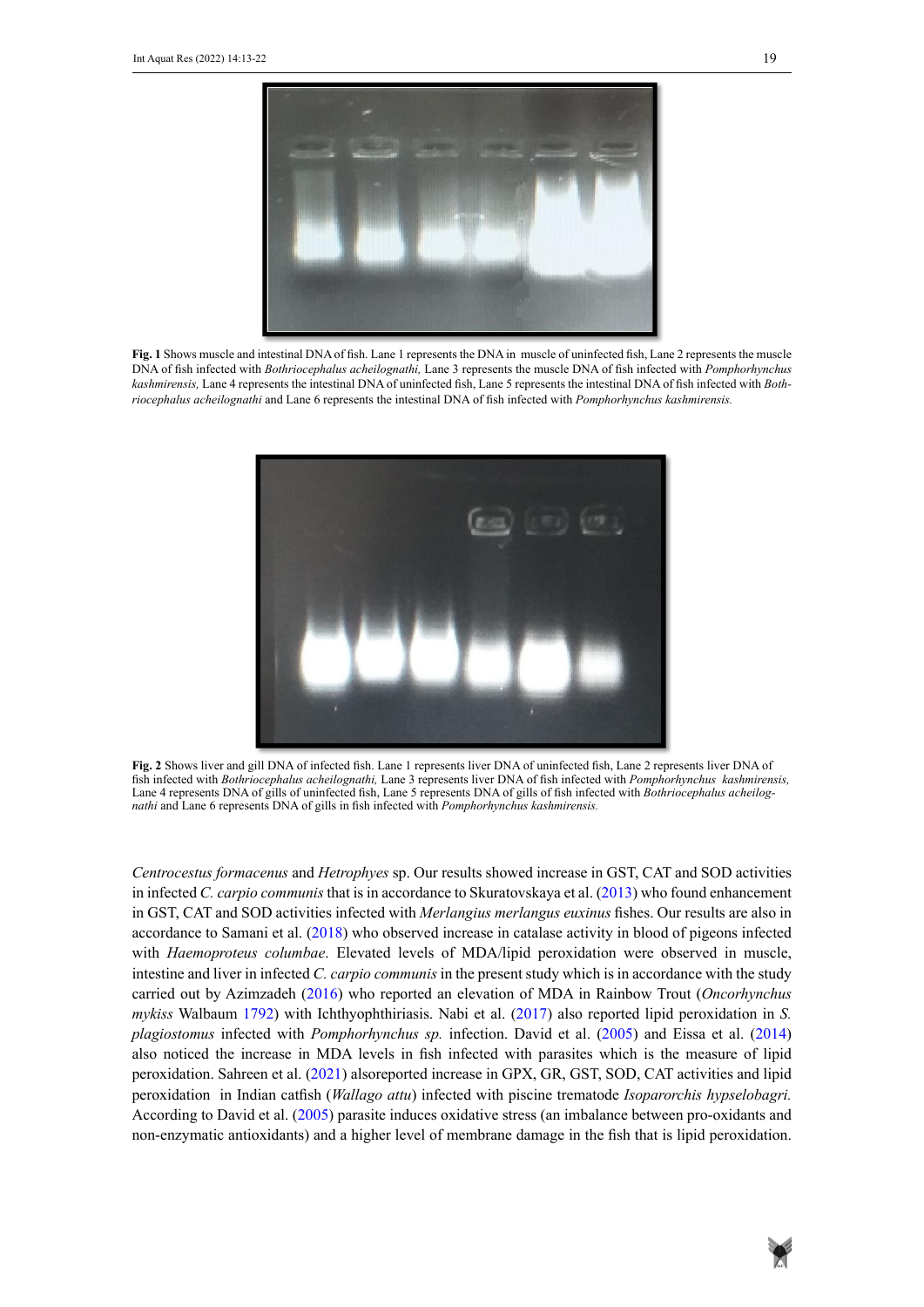**Fig. 1** Shows muscle and intestinal DNA of fish. Lane 1 represents the DNA in muscle of uninfected fish, Lane 2 represents the muscle DNA of fish infected with *Bothriocephalus acheilognathi,* Lane 3 represents the muscle DNA of fish infected with *Pomphorhynchus kashmirensis,* Lane 4 represents the intestinal DNA of uninfected fish, Lane 5 represents the intestinal DNA of fish infected with *Bothriocephalus acheilognathi* and Lane 6 represents the intestinal DNA of fish infected with *Pomphorhynchus kashmirensis.*

**Fig. 2** Shows liver and gill DNA of infected fish. Lane 1 represents liver DNA of uninfected fish, Lane 2 represents liver DNA of fish infected with *Bothriocephalus acheilognathi,* Lane 3 represents liver DNA of fish infected with *Pomphorhynchus kashmirensis,* Lane 4 represents DNA of gills of uninfected fish, Lane 5 represents DNA of gills of fish infected with *Bothriocephalus acheilognathi* and Lane 6 represents DNA of gills in fish infected with *Pomphorhynchus kashmirensis.*

*Centrocestus formacenus* and *Hetrophyes* sp. Our results showed increase in GST, CAT and SOD activities in infected *C. carpio communis* that is in accordance to Skuratovskaya et al. (2013) who found enhancement in GST, CAT and SOD activities infected with *Merlangius merlangus euxinus* fishes. Our results are also in accordance to Samani et al. (2018) who observed increase in catalase activity in blood of pigeons infected with *Haemoproteus columbae*. Elevated levels of MDA/lipid peroxidation were observed in muscle, intestine and liver in infected *C. carpio communis* in the present study which is in accordance with the study carried out by Azimzadeh (2016) who reported an elevation of MDA in Rainbow Trout (*Oncorhynchus mykiss* Walbaum 1792) with Ichthyophthiriasis. Nabi et al. (2017) also reported lipid peroxidation in *S. plagiostomus* infected with *Pomphorhynchus sp.* infection. David et al. (2005) and Eissa et al. (2014) also noticed the increase in MDA levels in fish infected with parasites which is the measure of lipid peroxidation. Sahreen et al. (2021) alsoreported increase in GPX, GR, GST, SOD, CAT activities and lipid peroxidation in Indian catfish (*Wallago attu*) infected with piscine trematode *Isoparorchis hypselobagri.* According to David et al. (2005) parasite induces oxidative stress (an imbalance between pro-oxidants and non-enzymatic antioxidants) and a higher level of membrane damage in the fish that is lipid peroxidation.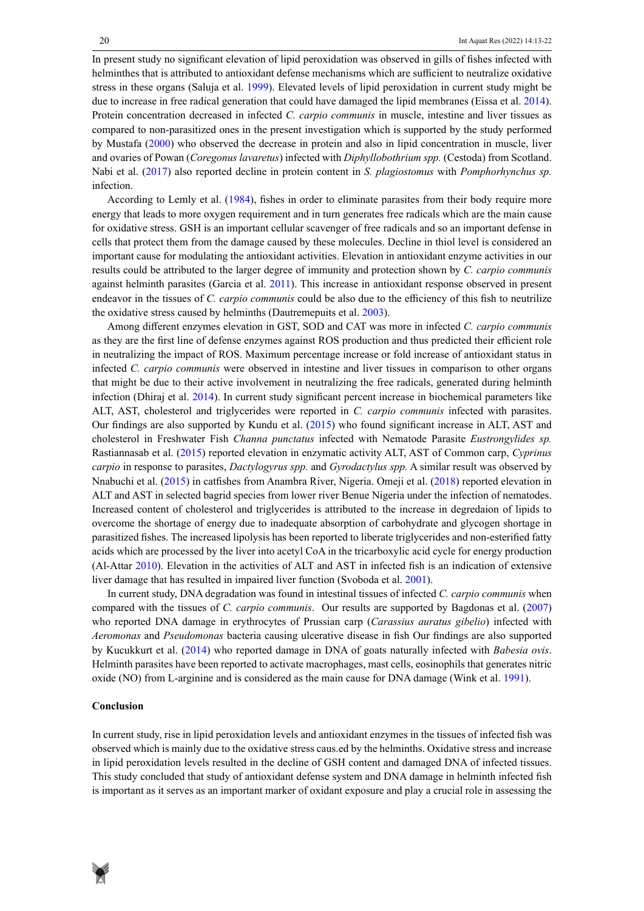In present study no significant elevation of lipid peroxidation was observed in gills of fishes infected with helminthes that is attributed to antioxidant defense mechanisms which are sufficient to neutralize oxidative stress in these organs (Saluja et al. 1999). Elevated levels of lipid peroxidation in current study might be due to increase in free radical generation that could have damaged the lipid membranes (Eissa et al. 2014). Protein concentration decreased in infected *C. carpio communis* in muscle, intestine and liver tissues as compared to non-parasitized ones in the present investigation which is supported by the study performed by Mustafa (2000) who observed the decrease in protein and also in lipid concentration in muscle, liver and ovaries of Powan (*Coregonus lavaretus*) infected with *Diphyllobothrium spp.* (Cestoda) from Scotland. Nabi et al. (2017) also reported decline in protein content in *S. plagiostomus* with *Pomphorhynchus sp.* infection.

According to Lemly et al. (1984), fishes in order to eliminate parasites from their body require more energy that leads to more oxygen requirement and in turn generates free radicals which are the main cause for oxidative stress. GSH is an important cellular scavenger of free radicals and so an important defense in cells that protect them from the damage caused by these molecules. Decline in thiol level is considered an important cause for modulating the antioxidant activities. Elevation in antioxidant enzyme activities in our results could be attributed to the larger degree of immunity and protection shown by *C. carpio communis* against helminth parasites (Garcia et al. 2011). This increase in antioxidant response observed in present endeavor in the tissues of *C. carpio communis* could be also due to the efficiency of this fish to neutrilize the oxidative stress caused by helminths (Dautremepuits et al. 2003).

Among different enzymes elevation in GST, SOD and CAT was more in infected *C. carpio communis* as they are the first line of defense enzymes against ROS production and thus predicted their efficient role in neutralizing the impact of ROS. Maximum percentage increase or fold increase of antioxidant status in infected *C. carpio communis* were observed in intestine and liver tissues in comparison to other organs that might be due to their active involvement in neutralizing the free radicals, generated during helminth infection (Dhiraj et al. 2014). In current study significant percent increase in biochemical parameters like ALT, AST, cholesterol and triglycerides were reported in *C. carpio communis* infected with parasites. Our findings are also supported by Kundu et al. (2015) who found significant increase in ALT, AST and cholesterol in Freshwater Fish *Channa punctatus* infected with Nematode Parasite *Eustrongylides sp.* Rastiannasab et al. (2015) reported elevation in enzymatic activity ALT, AST of Common carp, *Cyprinus carpio* in response to parasites, *Dactylogyrus spp.* and *Gyrodactylus spp.* A similar result was observed by Nnabuchi et al. (2015) in catfishes from Anambra River, Nigeria. Omeji et al. (2018) reported elevation in ALT and AST in selected bagrid species from lower river Benue Nigeria under the infection of nematodes. Increased content of cholesterol and triglycerides is attributed to the increase in degredaion of lipids to overcome the shortage of energy due to inadequate absorption of carbohydrate and glycogen shortage in parasitized fishes. The increased lipolysis has been reported to liberate triglycerides and non-esterified fatty acids which are processed by the liver into acetyl CoA in the tricarboxylic acid cycle for energy production (Al-Attar 2010). Elevation in the activities of ALT and AST in infected fish is an indication of extensive liver damage that has resulted in impaired liver function (Svoboda et al. 2001).

In current study, DNA degradation was found in intestinal tissues of infected *C. carpio communis* when compared with the tissues of *C. carpio communis*. Our results are supported by Bagdonas et al. (2007) who reported DNA damage in erythrocytes of Prussian carp (*Carassius auratus gibelio*) infected with *Aeromonas* and *Pseudomonas* bacteria causing ulcerative disease in fish Our findings are also supported by Kucukkurt et al. (2014) who reported damage in DNA of goats naturally infected with *Babesia ovis*. Helminth parasites have been reported to activate macrophages, mast cells, eosinophils that generates nitric oxide (NO) from L-arginine and is considered as the main cause for DNA damage (Wink et al. 1991).

## Conclusion

In current study, rise in lipid peroxidation levels and antioxidant enzymes in the tissues of infected fish was observed which is mainly due to the oxidative stress caus.ed by the helminths. Oxidative stress and increase in lipid peroxidation levels resulted in the decline of GSH content and damaged DNA of infected tissues. This study concluded that study of antioxidant defense system and DNA damage in helminth infected fish is important as it serves as an important marker of oxidant exposure and play a crucial role in assessing the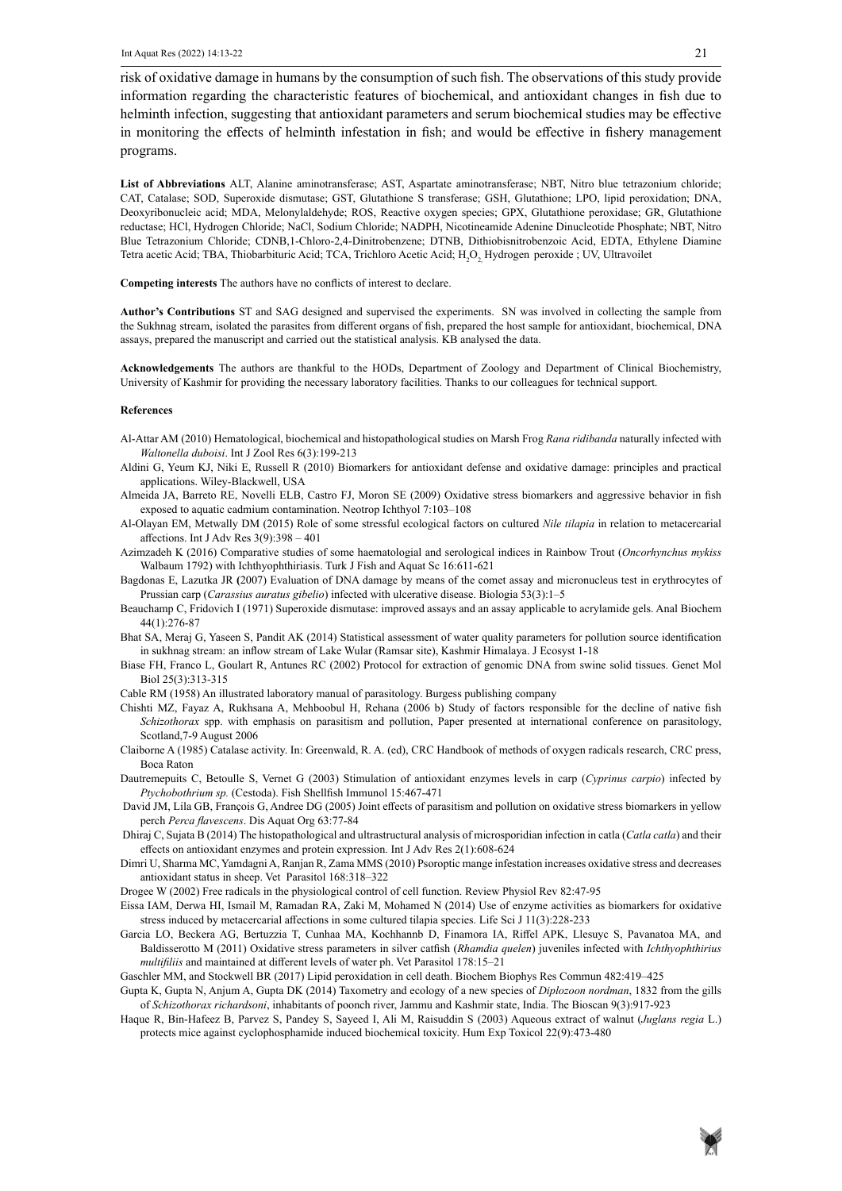risk of oxidative damage in humans by the consumption of such fish. The observations of this study provide information regarding the characteristic features of biochemical, and antioxidant changes in fish due to helminth infection, suggesting that antioxidant parameters and serum biochemical studies may be effective in monitoring the effects of helminth infestation in fish; and would be effective in fishery management programs.

**List of Abbreviations** ALT, Alanine aminotransferase; AST, Aspartate aminotransferase; NBT, Nitro blue tetrazonium chloride; CAT, Catalase; SOD, Superoxide dismutase; GST, Glutathione S transferase; GSH, Glutathione; LPO, lipid peroxidation; DNA, Deoxyribonucleic acid; MDA, Melonylaldehyde; ROS, Reactive oxygen species; GPX, Glutathione peroxidase; GR, Glutathione reductase; HCl, Hydrogen Chloride; NaCl, Sodium Chloride; NADPH, Nicotineamide Adenine Dinucleotide Phosphate; NBT, Nitro Blue Tetrazonium Chloride; CDNB,1-Chloro-2,4-Dinitrobenzene; DTNB, Dithiobisnitrobenzoic Acid, EDTA, Ethylene Diamine Tetra acetic Acid; TBA, Thiobarbituric Acid; TCA, Trichloro Acetic Acid; $H_2O_2$ Hydrogen peroxide ; UV, Ultravoilet

**Competing interests** The authors have no conflicts of interest to declare.

**Author's Contributions** ST and SAG designed and supervised the experiments. SN was involved in collecting the sample from the Sukhnag stream, isolated the parasites from different organs of fish, prepared the host sample for antioxidant, biochemical, DNA assays, prepared the manuscript and carried out the statistical analysis. KB analysed the data.

**Acknowledgements** The authors are thankful to the HODs, Department of Zoology and Department of Clinical Biochemistry, University of Kashmir for providing the necessary laboratory facilities. Thanks to our colleagues for technical support.

**References**

Al-Attar AM (2010) Hematological, biochemical and histopathological studies on Marsh Frog *Rana ridibanda* naturally infected with *Waltonella duboisi*. Int J Zool Res 6(3):199-213

Aldini G, Yeum KJ, Niki E, Russell R (2010) Biomarkers for antioxidant defense and oxidative damage: principles and practical applications. Wiley-Blackwell, USA

Almeida JA, Barreto RE, Novelli ELB, Castro FJ, Moron SE (2009) Oxidative stress biomarkers and aggressive behavior in fish exposed to aquatic cadmium contamination. Neotrop Ichthyol 7:103–108

Al-Olayan EM, Metwally DM (2015) Role of some stressful ecological factors on cultured *Nile tilapia* in relation to metacercarial affections. Int J Adv Res 3(9):398 – 401

Azimzadeh K (2016) Comparative studies of some haematologial and serological indices in Rainbow Trout (*Oncorhynchus mykiss* Walbaum 1792) with Ichthyophthiriasis. Turk J Fish and Aquat Sc 16:611-621

Bagdonas E, Lazutka JR (2007) Evaluation of DNA damage by means of the comet assay and micronucleus test in erythrocytes of Prussian carp (*Carassius auratus gibelio*) infected with ulcerative disease. Biologia 53(3):1–5

Beauchamp C, Fridovich I (1971) Superoxide dismutase: improved assays and an assay applicable to acrylamide gels. Anal Biochem 44(1):276-87

Bhat SA, Meraj G, Yaseen S, Pandit AK (2014) Statistical assessment of water quality parameters for pollution source identification in sukhnag stream: an inflow stream of Lake Wular (Ramsar site), Kashmir Himalaya. J Ecosyst 1-18

Biase FH, Franco L, Goulart R, Antunes RC (2002) Protocol for extraction of genomic DNA from swine solid tissues. Genet Mol Biol 25(3):313-315

Cable RM (1958) An illustrated laboratory manual of parasitology. Burgess publishing company

Chishti MZ, Fayaz A, Rukhsana A, Mehboobul H, Rehana (2006 b) Study of factors responsible for the decline of native fish *Schizothorax* spp. with emphasis on parasitism and pollution, Paper presented at international conference on parasitology, Scotland,7-9 August 2006

Claiborne A (1985) Catalase activity. In: Greenwald, R. A. (ed), CRC Handbook of methods of oxygen radicals research, CRC press, Boca Raton

Dautremepuits C, Betoulle S, Vernet G (2003) Stimulation of antioxidant enzymes levels in carp (*Cyprinus carpio*) infected by *Ptychobothrium sp.* (Cestoda). Fish Shellfish Immunol 15:467-471

David JM, Lila GB, François G, Andree DG (2005) Joint effects of parasitism and pollution on oxidative stress biomarkers in yellow perch *Perca flavescens*. Dis Aquat Org 63:77-84

Dhiraj C, Sujata B (2014) The histopathological and ultrastructural analysis of microsporidian infection in catla (*Catla catla*) and their effects on antioxidant enzymes and protein expression. Int J Adv Res 2(1):608-624

Dimri U, Sharma MC, Yamdagni A, Ranjan R, Zama MMS (2010) Psoroptic mange infestation increases oxidative stress and decreases antioxidant status in sheep. Vet Parasitol 168:318–322

Drogee W (2002) Free radicals in the physiological control of cell function. Review Physiol Rev 82:47-95

Eissa IAM, Derwa HI, Ismail M, Ramadan RA, Zaki M, Mohamed N (2014) Use of enzyme activities as biomarkers for oxidative stress induced by metacercarial affections in some cultured tilapia species. Life Sci J 11(3):228-233

Garcia LO, Beckera AG, Bertuzzia T, Cunhaa MA, Kochhannb D, Finamora IA, Riffel APK, Llesuyc S, Pavanatoa MA, and Baldisserotto M (2011) Oxidative stress parameters in silver catfish (*Rhamdia quelen*) juveniles infected with *Ichthyophthirius multifiliis* and maintained at different levels of water ph. Vet Parasitol 178:15–21

Gaschler MM, and Stockwell BR (2017) Lipid peroxidation in cell death. Biochem Biophys Res Commun 482:419–425

Gupta K, Gupta N, Anjum A, Gupta DK (2014) Taxometry and ecology of a new species of *Diplozoon nordman*, 1832 from the gills of *Schizothorax richardsoni*, inhabitants of poonch river, Jammu and Kashmir state, India. The Bioscan 9(3):917-923

Haque R, Bin-Hafeez B, Parvez S, Pandey S, Sayeed I, Ali M, Raisuddin S (2003) Aqueous extract of walnut (*Juglans regia* L.) protects mice against cyclophosphamide induced biochemical toxicity. Hum Exp Toxicol 22(9):473-480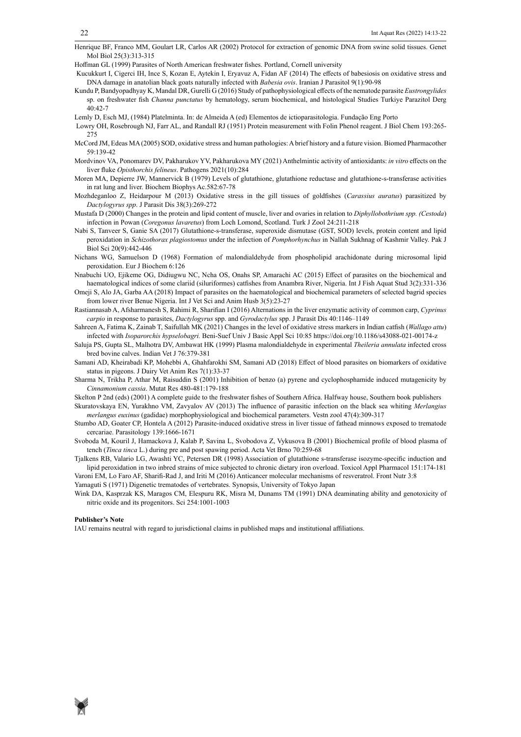Henrique BF, Franco MM, Goulart LR, Carlos AR (2002) Protocol for extraction of genomic DNA from swine solid tissues. Genet Mol Biol 25(3):313-315

Hoffman GL (1999) Parasites of North American freshwater fishes. Portland, Cornell university

Kucukkurt I, Cigerci IH, Ince S, Kozan E, Aytekin I, Eryavuz A, Fidan AF (2014) The effects of babesiosis on oxidative stress and DNA damage in anatolian black goats naturally infected with *Babesia ovis*. Iranian J Parasitol 9(1):90-98

Kundu P, Bandyopadhyay K, Mandal DR, Gurelli G (2016) Study of pathophysiological effects of the nematode parasite *Eustrongylides* sp. on freshwater fish *Channa punctatus* by hematology, serum biochemical, and histological Studies Turkiye Parazitol Derg 40:42-7

Lemly D, Esch MJ, (1984) Platelminta. In: de Almeida A (ed) Elementos de ictioparasitologia. Fundação Eng Porto

Lowry OH, Rosebrough NJ, Farr AL, and Randall RJ (1951) Protein measurement with Folin Phenol reagent. J Biol Chem 193:265-275

McCord JM, Edeas MA (2005) SOD, oxidative stress and human pathologies: A brief history and a future vision. Biomed Pharmacother 59:139-42

Mordvinov VA, Ponomarev DV, Pakharukov YV, Pakharukova MY (2021) Anthelmintic activity of antioxidants: *in vitro* effects on the liver fluke *Opisthorchis felineus*. Pathogens 2021(10):284

Moren MA, Depierre JW, Mannervick B (1979) Levels of glutathione, glutathione reductase and glutathione-s-transferase activities in rat lung and liver. Biochem Biophys Ac.582:67-78

Mozhdeganloo Z, Heidarpour M (2013) Oxidative stress in the gill tissues of goldfishes (*Carassius auratus*) parasitized by *Dactylogyrus spp*. J Parasit Dis 38(3):269-272

Mustafa D (2000) Changes in the protein and lipid content of muscle, liver and ovaries in relation to *Diphyllobothrium spp. (Cestoda)* infection in Powan (*Coregonus lavaretus*) from Loch Lomond, Scotland. Turk J Zool 24:211-218

Nabi S, Tanveer S, Ganie SA (2017) Glutathione-s-transferase, superoxide dismutase (GST, SOD) levels, protein content and lipid peroxidation in *Schizothorax plagiostomus* under the infection of *Pomphorhynchus* in Nallah Sukhnag of Kashmir Valley. Pak J Biol Sci 20(9):442-446

Nichans WG, Samuelson D (1968) Formation of malondialdehyde from phospholipid arachidonate during microsomal lipid peroxidation. Eur J Biochem 6:126

Nnabuchi UO, Ejikeme OG, Didiugwu NC, Ncha OS, Onahs SP, Amarachi AC (2015) Effect of parasites on the biochemical and haematological indices of some clariid (siluriformes) catfishes from Anambra River, Nigeria. Int J Fish Aquat Stud 3(2):331-336

Omeji S, Alo JA, Garba AA (2018) Impact of parasites on the haematological and biochemical parameters of selected bagrid species from lower river Benue Nigeria. Int J Vet Sci and Anim Husb 3(5):23-27

Rastiannasab A, Afsharmanesh S, Rahimi R, Sharifian I (2016) Alternations in the liver enzymatic activity of common carp, *Cyprinus carpio* in response to parasites, *Dactylogyrus* spp. and *Gyrodactylus* spp. J Parasit Dis 40:1146–1149

Sahreen A, Fatima K, Zainab T, Saifullah MK (2021) Changes in the level of oxidative stress markers in Indian catfish (*Wallago attu*) infected with *Isoparorchis hypselobagri.* Beni-Suef Univ J Basic Appl Sci 10:85 https://doi.org/10.1186/s43088-021-00174-z

Saluja PS, Gupta SL, Malhotra DV, Ambawat HK (1999) Plasma malondialdehyde in experimental *Theileria annulata* infected cross bred bovine calves. Indian Vet J 76:379-381

Samani AD, Kheirabadi KP, Mohebbi A, Ghahfarokhi SM, Samani AD (2018) Effect of blood parasites on biomarkers of oxidative status in pigeons. J Dairy Vet Anim Res 7(1):33-37

Sharma N, Trikha P, Athar M, Raisuddin S (2001) Inhibition of benzo (a) pyrene and cyclophosphamide induced mutagenicity by *Cinnamonium cassia*. Mutat Res 480-481:179-188

Skelton P 2nd (eds) (2001) A complete guide to the freshwater fishes of Southern Africa. Halfway house, Southern book publishers

Skuratovskaya EN, Yurakhno VM, Zavyalov AV (2013) The influence of parasitic infection on the black sea whiting *Merlangius merlangus euxinus* (gadidae) morphophysiological and biochemical parameters. Vestn zool 47(4):309-317

Stumbo AD, Goater CP, Hontela A (2012) Parasite-induced oxidative stress in liver tissue of fathead minnows exposed to trematode cercariae. Parasitology 139:1666-1671

Svoboda M, Kouril J, Hamackova J, Kalab P, Savina L, Svobodova Z, Vykusova B (2001) Biochemical profile of blood plasma of tench (*Tinca tinca* L.) during pre and post spawing period. Acta Vet Brno 70:259-68

Tjalkens RB, Valario LG, Awashti YC, Petersen DR (1998) Association of glutathione s-transferase isozyme-specific induction and lipid peroxidation in two inbred strains of mice subjected to chronic dietary iron overload. Toxicol Appl Pharmacol 151:174-181

Varoni EM, Lo Faro AF, Sharifi-Rad J, and Iriti M (2016) Anticancer molecular mechanisms of resveratrol. Front Nutr 3:8

Yamaguti S (1971) Digenetic trematodes of vertebrates. Synopsis, University of Tokyo Japan

Wink DA, Kasprzak KS, Maragos CM, Elespuru RK, Misra M, Dunams TM (1991) DNA deaminating ability and genotoxicity of nitric oxide and its progenitors. Sci 254:1001-1003

**Publisher's Note**

IAU remains neutral with regard to jurisdictional claims in published maps and institutional affiliations.